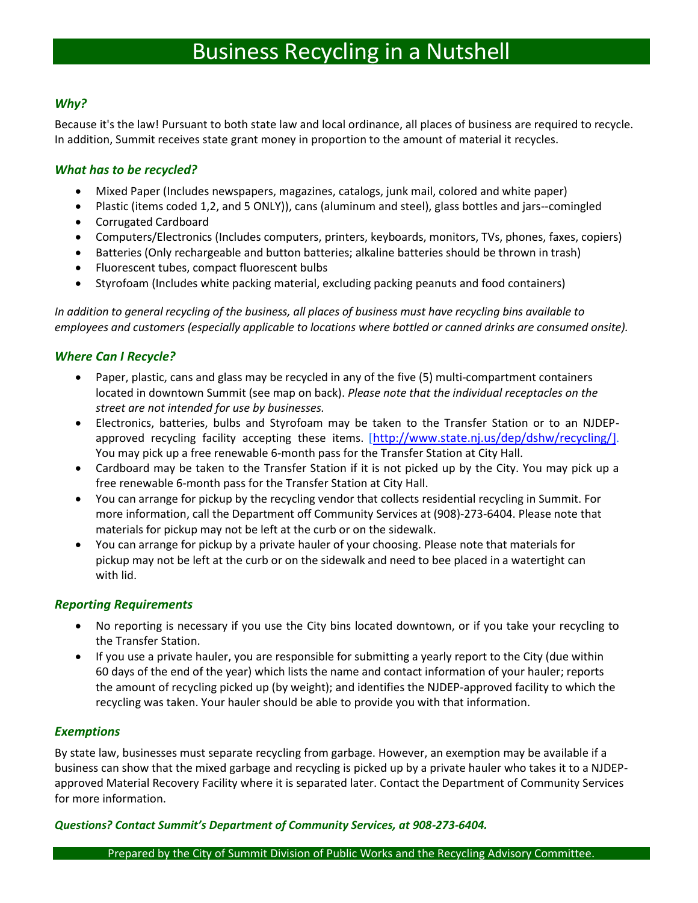# Business Recycling in a Nutshell

### *Why?*

Because it's the law! Pursuant to both state law and local ordinance, all places of business are required to recycle. In addition, Summit receives state grant money in proportion to the amount of material it recycles.

### *What has to be recycled?*

- Mixed Paper (Includes newspapers, magazines, catalogs, junk mail, colored and white paper)
- Plastic (items coded 1,2, and 5 ONLY)), cans (aluminum and steel), glass bottles and jars--comingled
- Corrugated Cardboard
- Computers/Electronics (Includes computers, printers, keyboards, monitors, TVs, phones, faxes, copiers)
- Batteries (Only rechargeable and button batteries; alkaline batteries should be thrown in trash)
- Fluorescent tubes, compact fluorescent bulbs
- Styrofoam (Includes white packing material, excluding packing peanuts and food containers)

*In addition to general recycling of the business, all places of business must have recycling bins available to employees and customers (especially applicable to locations where bottled or canned drinks are consumed onsite).*

### *Where Can I Recycle?*

- Paper, plastic, cans and glass may be recycled in any of the five (5) multi-compartment containers located in downtown Summit (see map on back). *Please note that the individual receptacles on the street are not intended for use by businesses.*
- Electronics, batteries, bulbs and Styrofoam may be taken to the Transfer Station or to an NJDEP-approved recycling facility accepting these items. [http://www.state.nj.us/dep/dshw/recycling/]. You may pick up a free renewable 6-month pass for the Transfer Station at City Hall.
- Cardboard may be taken to the Transfer Station if it is not picked up by the City. You may pick up a free renewable 6-month pass for the Transfer Station at City Hall.
- You can arrange for pickup by the recycling vendor that collects residential recycling in Summit. For more information, call the Department off Community Services at (908)-273-6404. Please note that materials for pickup may not be left at the curb or on the sidewalk.
- You can arrange for pickup by a private hauler of your choosing. Please note that materials for pickup may not be left at the curb or on the sidewalk and need to bee placed in a watertight can with lid.

### *Reporting Requirements*

- No reporting is necessary if you use the City bins located downtown, or if you take your recycling to the Transfer Station.
- If you use a private hauler, you are responsible for submitting a yearly report to the City (due within 60 days of the end of the year) which lists the name and contact information of your hauler; reports the amount of recycling picked up (by weight); and identifies the NJDEP-approved facility to which the recycling was taken. Your hauler should be able to provide you with that information.

### *Exemptions*

By state law, businesses must separate recycling from garbage. However, an exemption may be available if a business can show that the mixed garbage and recycling is picked up by a private hauler who takes it to a NJDEP-approved Material Recovery Facility where it is separated later. Contact the Department of Community Services for more information.

***Questions? Contact Summit's Department of Community Services, at 908-273-6404.***

Prepared by the City of Summit Division of Public Works and the Recycling Advisory Committee.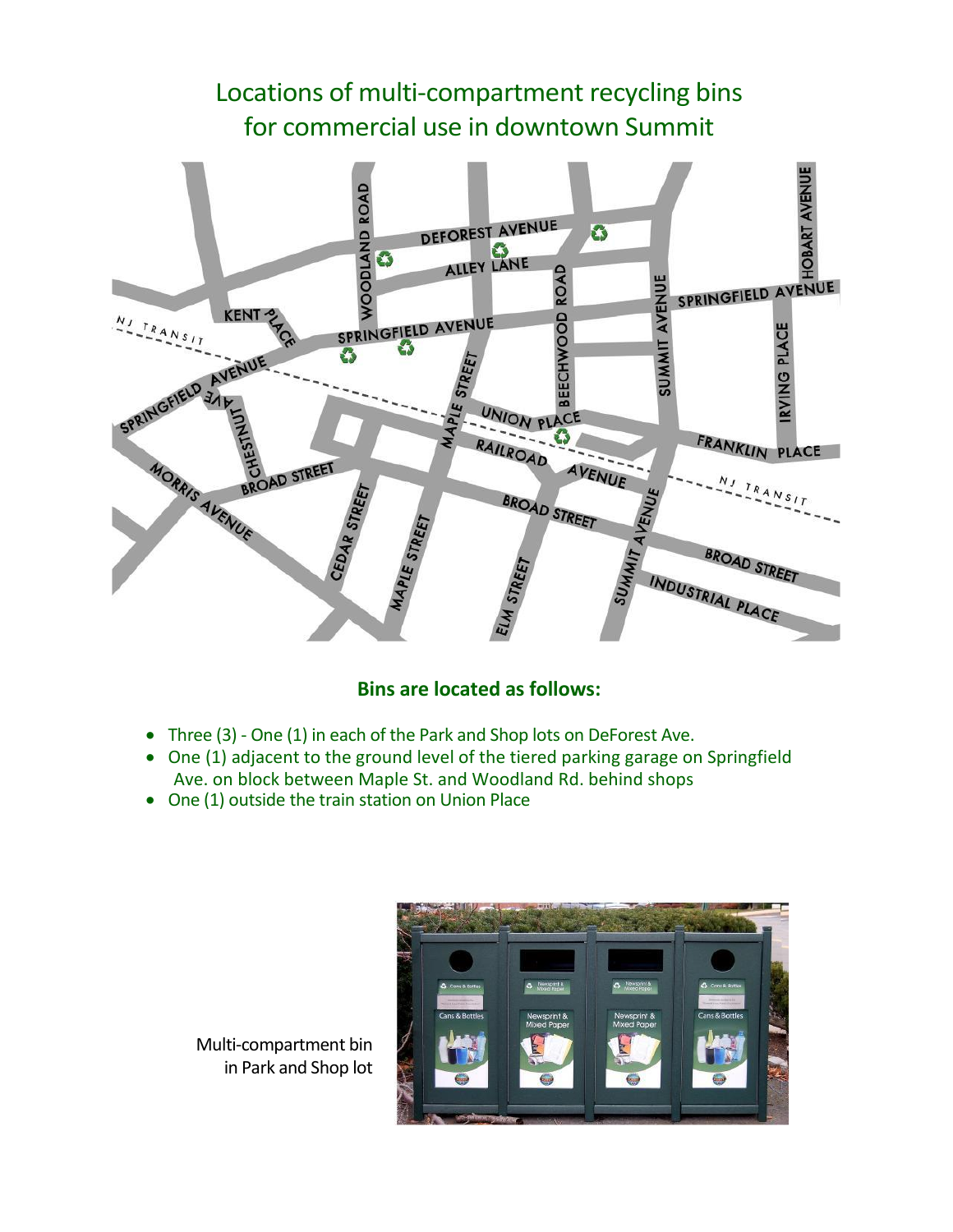# Locations of multi-compartment recycling bins for commercial use in downtown Summit

**Bins are located as follows:**

- Three (3) - One (1) in each of the Park and Shop lots on DeForest Ave.
- One (1) adjacent to the ground level of the tiered parking garage on Springfield Ave. on block between Maple St. and Woodland Rd. behind shops
- One (1) outside the train station on Union Place

Multi-compartment bin in Park and Shop lot